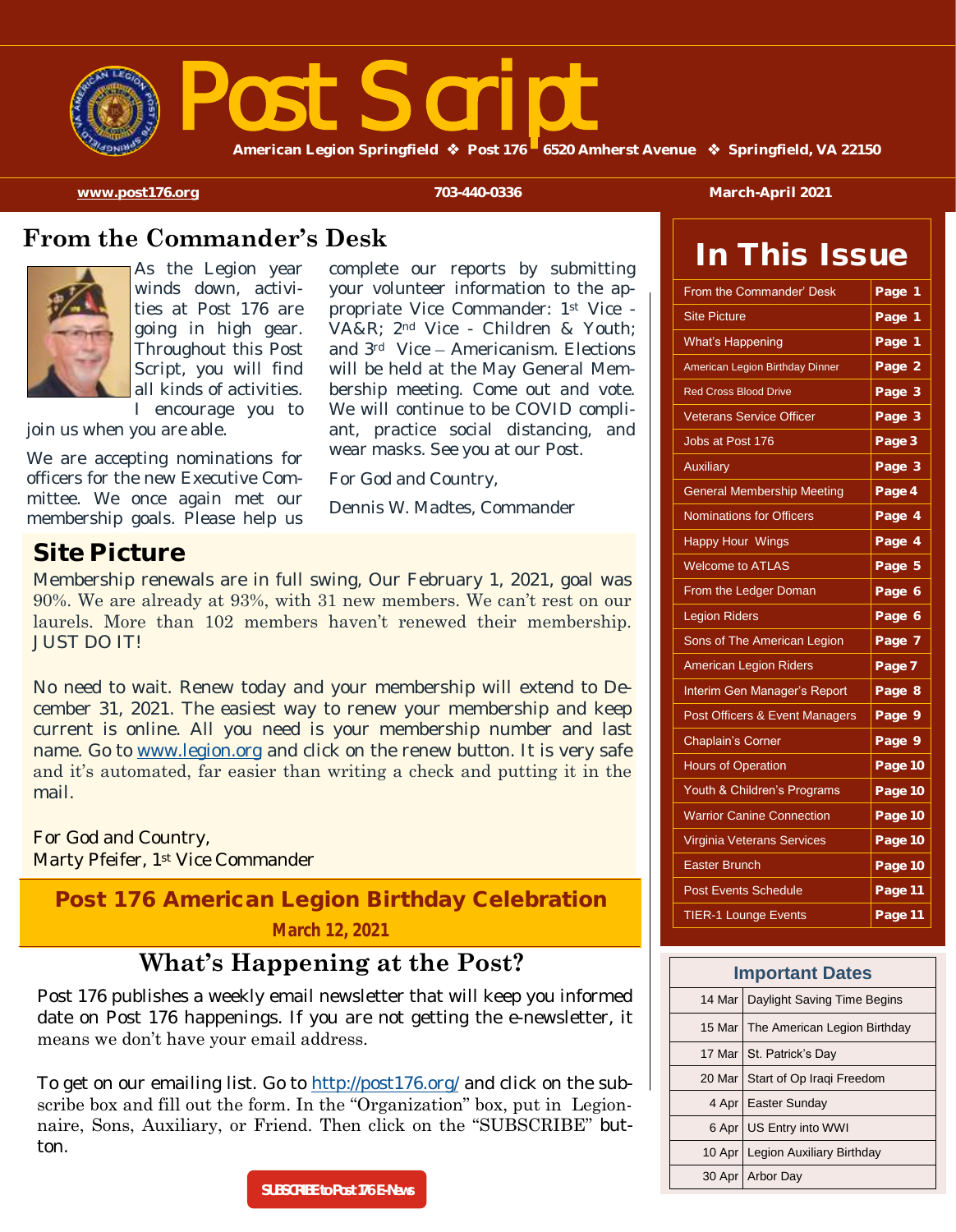# Post Script

**American Legion Springfield ❖ Post 176 ❖ 6520 Amherst Avenue ❖ Springfield, VA 22150**

**www.post176.org** | **703-440-0336** | **March-April 2021**

## From the Commander's Desk

As the Legion year winds down, activities at Post 176 are going in high gear. Throughout this Post Script, you will find all kinds of activities. I encourage you to join us when you are able.

We are accepting nominations for officers for the new Executive Committee. We once again met our membership goals. Please help us complete our reports by submitting your volunteer information to the appropriate Vice Commander: 1st Vice - VA&R; 2nd Vice - Children & Youth; and 3rd Vice – Americanism. Elections will be held at the May General Membership meeting. Come out and vote. We will continue to be COVID compliant, practice social distancing, and wear masks. See you at our Post.

For God and Country,

Dennis W. Madtes, Commander

## Site Picture

Membership renewals are in full swing, Our February 1, 2021, goal was 90%. We are already at 93%, with 31 new members. We can't rest on our laurels. More than 102 members haven't renewed their membership. JUST DO IT!

No need to wait. Renew today and your membership will extend to December 31, 2021. The easiest way to renew your membership and keep current is online. All you need is your membership number and last name. Go to www.legion.org and click on the renew button. It is very safe and it's automated, far easier than writing a check and putting it in the mail.

For God and Country,
Marty Pfeifer, 1st Vice Commander

## Post 176 American Legion Birthday Celebration

**March 12, 2021**

## What's Happening at the Post?

Post 176 publishes a weekly email newsletter that will keep you informed date on Post 176 happenings. If you are not getting the e-newsletter, it means we don't have your email address.

To get on our emailing list. Go to http://post176.org/ and click on the subscribe box and fill out the form. In the "Organization" box, put in Legionnaire, Sons, Auxiliary, or Friend. Then click on the "SUBSCRIBE" button.

**SUBSCRIBE to Post 176 E-News**

## In This Issue

| Article | Page |
|---|---|
| From the Commander' Desk | Page 1 |
| Site Picture | Page 1 |
| What's Happening | Page 1 |
| American Legion Birthday Dinner | Page 2 |
| Red Cross Blood Drive | Page 3 |
| Veterans Service Officer | Page 3 |
| Jobs at Post 176 | Page 3 |
| Auxiliary | Page 3 |
| General Membership Meeting | Page 4 |
| Nominations for Officers | Page 4 |
| Happy Hour Wings | Page 4 |
| Welcome to ATLAS | Page 5 |
| From the Ledger Doman | Page 6 |
| Legion Riders | Page 6 |
| Sons of The American Legion | Page 7 |
| American Legion Riders | Page 7 |
| Interim Gen Manager's Report | Page 8 |
| Post Officers & Event Managers | Page 9 |
| Chaplain's Corner | Page 9 |
| Hours of Operation | Page 10 |
| Youth & Children's Programs | Page 10 |
| Warrior Canine Connection | Page 10 |
| Virginia Veterans Services | Page 10 |
| Easter Brunch | Page 10 |
| Post Events Schedule | Page 11 |
| TIER-1 Lounge Events | Page 11 |

## Important Dates

| Date | Event |
|---|---|
| 14 Mar | Daylight Saving Time Begins |
| 15 Mar | The American Legion Birthday |
| 17 Mar | St. Patrick's Day |
| 20 Mar | Start of Op Iraqi Freedom |
| 4 Apr | Easter Sunday |
| 6 Apr | US Entry into WWI |
| 10 Apr | Legion Auxiliary Birthday |
| 30 Apr | Arbor Day |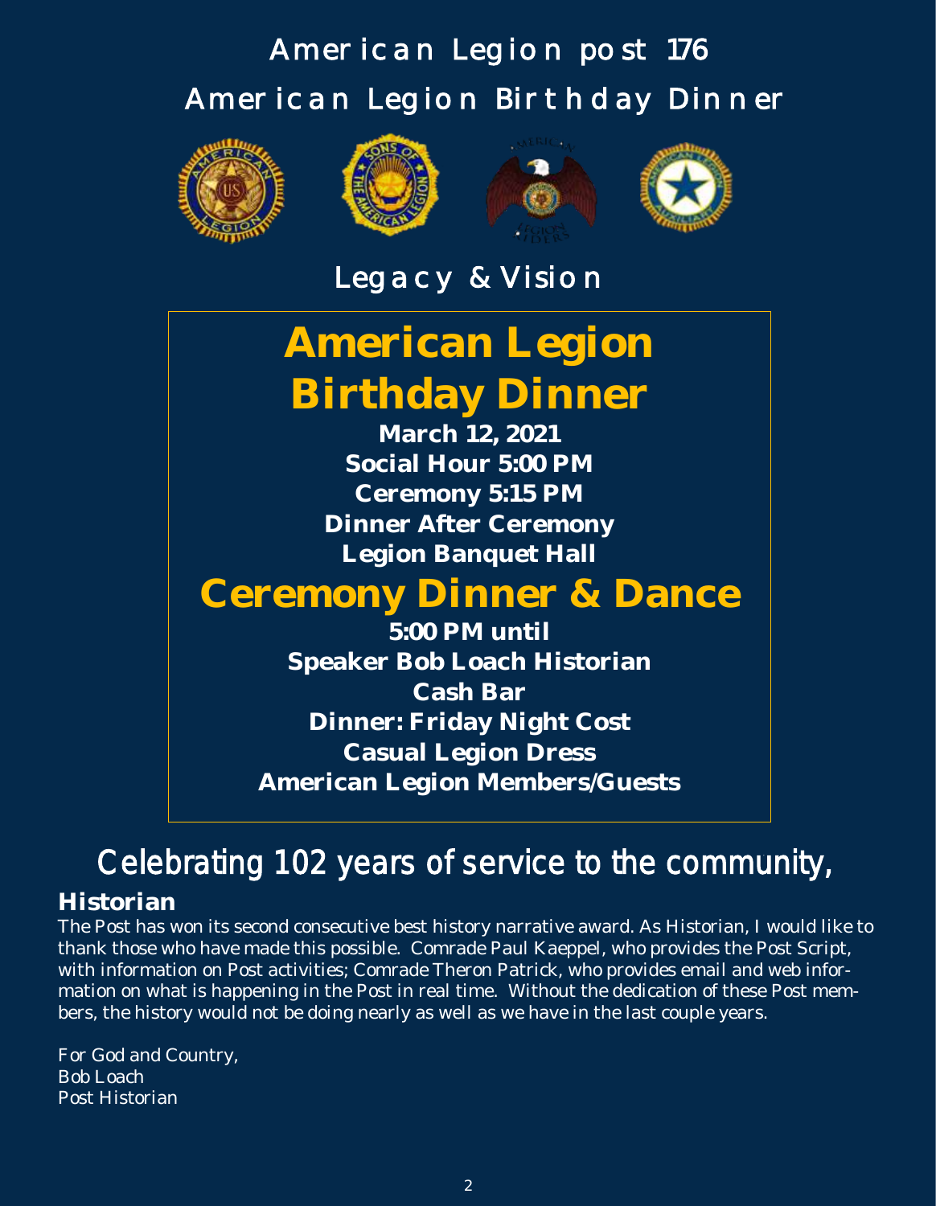# American Legion post 176

## American Legion Birthday Dinner

Legacy & Vision

# American Legion Birthday Dinner

**March 12, 2021**

**Social Hour 5:00 PM**

**Ceremony 5:15 PM**

**Dinner After Ceremony**

**Legion Banquet Hall**

# Ceremony Dinner & Dance

**5:00 PM until**

**Speaker Bob Loach Historian**

**Cash Bar**

**Dinner: Friday Night Cost**

**Casual Legion Dress**

**American Legion Members/Guests**

## Celebrating 102 years of service to the community,

### Historian

The Post has won its second consecutive best history narrative award. As Historian, I would like to thank those who have made this possible. Comrade Paul Kaeppel, who provides the Post Script, with information on Post activities; Comrade Theron Patrick, who provides email and web information on what is happening in the Post in real time. Without the dedication of these Post members, the history would not be doing nearly as well as we have in the last couple years.

For God and Country,
Bob Loach
Post Historian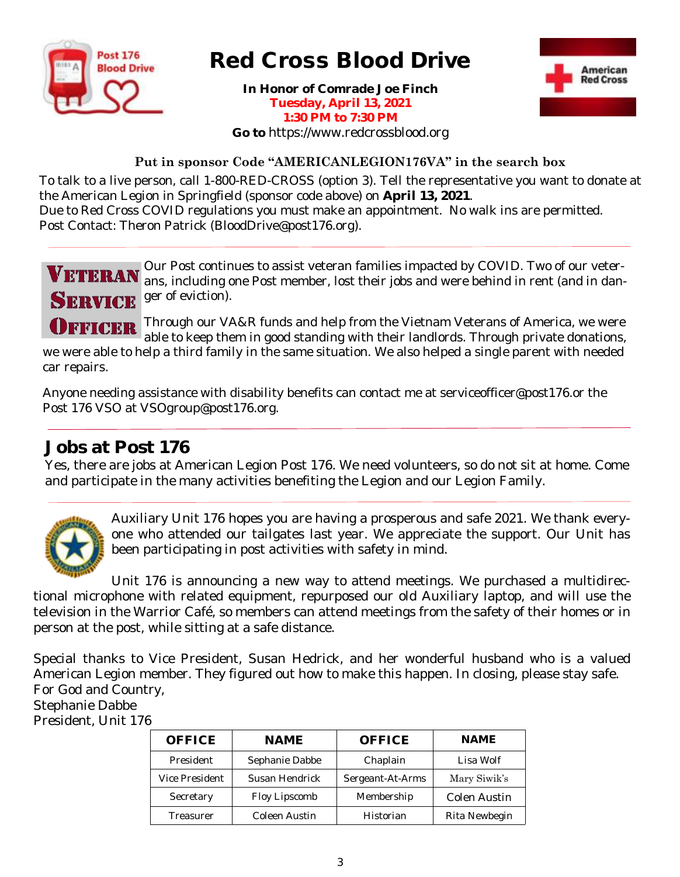# Red Cross Blood Drive

**In Honor of Comrade Joe Finch**
**Tuesday, April 13, 2021**
**1:30 PM to 7:30 PM**
**Go to** https://www.redcrossblood.org

**Put in sponsor Code "AMERICANLEGION176VA" in the search box**

To talk to a live person, call 1-800-RED-CROSS (option 3). Tell the representative you want to donate at the American Legion in Springfield (sponsor code above) on **April 13, 2021**.
Due to Red Cross COVID regulations you must make an appointment. No walk ins are permitted.
Post Contact: Theron Patrick (BloodDrive@post176.org).

---

## Veteran Service Officer

Our Post continues to assist veteran families impacted by COVID. Two of our veterans, including one Post member, lost their jobs and were behind in rent (and in danger of eviction).

Through our VA&R funds and help from the Vietnam Veterans of America, we were able to keep them in good standing with their landlords. Through private donations, we were able to help a third family in the same situation. We also helped a single parent with needed car repairs.

Anyone needing assistance with disability benefits can contact me at serviceofficer@post176.or the Post 176 VSO at VSOgroup@post176.org.

---

## Jobs at Post 176

Yes, there are jobs at American Legion Post 176. We need volunteers, so do not sit at home. Come and participate in the many activities benefiting the Legion and our Legion Family.

---

Auxiliary Unit 176 hopes you are having a prosperous and safe 2021. We thank everyone who attended our tailgates last year. We appreciate the support. Our Unit has been participating in post activities with safety in mind.

Unit 176 is announcing a new way to attend meetings. We purchased a multidirectional microphone with related equipment, repurposed our old Auxiliary laptop, and will use the television in the Warrior Café, so members can attend meetings from the safety of their homes or in person at the post, while sitting at a safe distance.

Special thanks to Vice President, Susan Hedrick, and her wonderful husband who is a valued American Legion member. They figured out how to make this happen. In closing, please stay safe.
For God and Country,
Stephanie Dabbe
President, Unit 176

| OFFICE | NAME | OFFICE | NAME |
|---|---|---|---|
| President | Sephanie Dabbe | Chaplain | Lisa Wolf |
| Vice President | Susan Hendrick | Sergeant-At-Arms | Mary Siwik's |
| Secretary | Floy Lipscomb | Membership | Colen Austin |
| Treasurer | Coleen Austin | Historian | Rita Newbegin |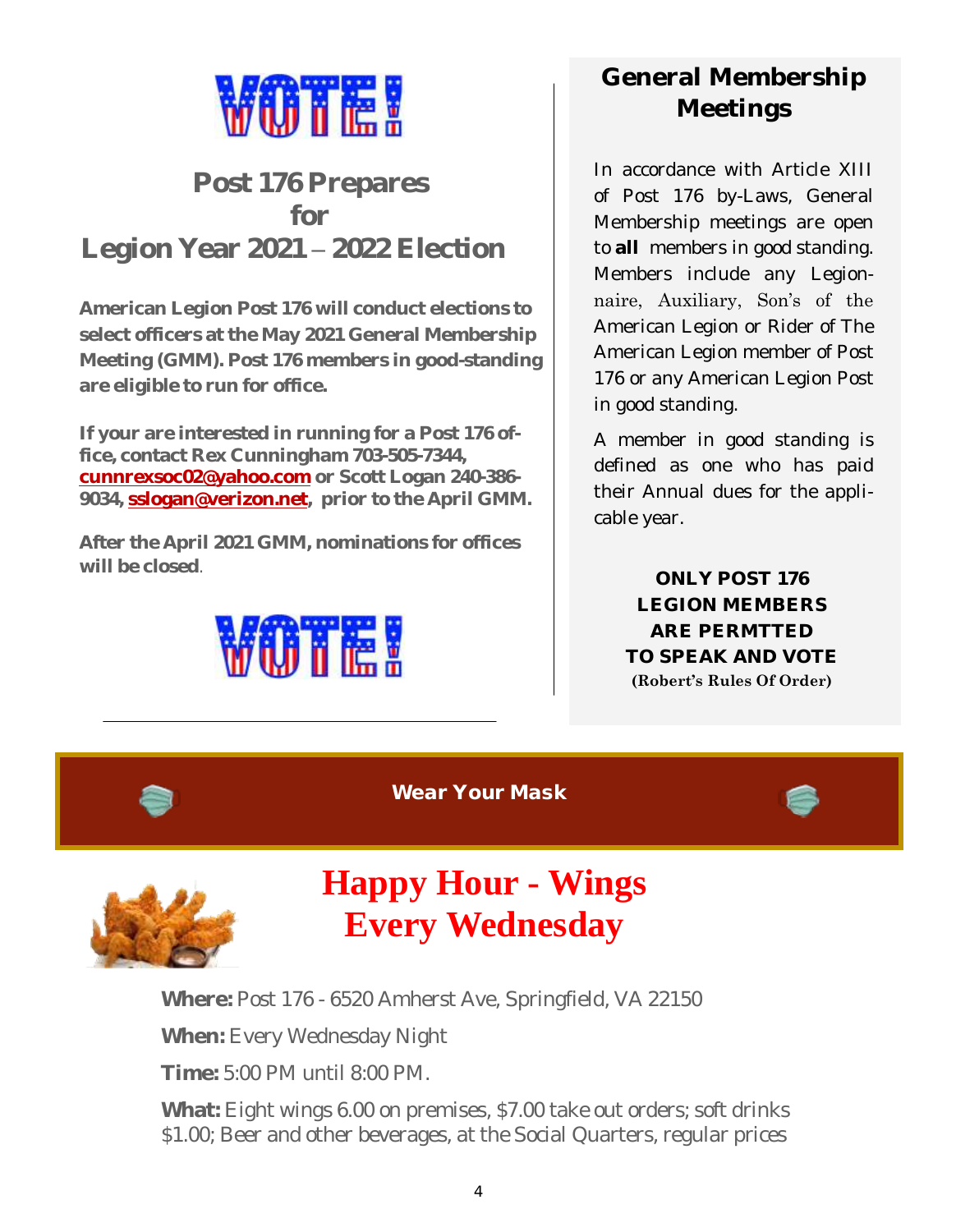VOTE!

## Post 176 Prepares for Legion Year 2021 – 2022 Election

**American Legion Post 176 will conduct elections to select officers at the May 2021 General Membership Meeting (GMM). Post 176 members in good-standing are eligible to run for office.**

**If your are interested in running for a Post 176 office, contact Rex Cunningham 703-505-7344, cunnrexsoc02@yahoo.com or Scott Logan 240-386-9034, sslogan@verizon.net, prior to the April GMM.**

**After the April 2021 GMM, nominations for offices will be closed**.

VOTE!

## General Membership Meetings

In accordance with Article XIII of Post 176 by-Laws, General Membership meetings are open to **all** members in good standing. Members include any Legionnaire, Auxiliary, Son's of the American Legion or Rider of The American Legion member of Post 176 or any American Legion Post in good standing.

A member in good standing is defined as one who has paid their Annual dues for the applicable year.

**ONLY POST 176 LEGION MEMBERS ARE PERMTTED TO SPEAK AND VOTE**
**(Robert's Rules Of Order)**

**Wear Your Mask**

# Happy Hour - Wings Every Wednesday

**Where:** Post 176 - 6520 Amherst Ave, Springfield, VA 22150

**When:** Every Wednesday Night

**Time:** 5:00 PM until 8:00 PM.

**What:** Eight wings 6.00 on premises, $7.00 take out orders; soft drinks $1.00; Beer and other beverages, at the Social Quarters, regular prices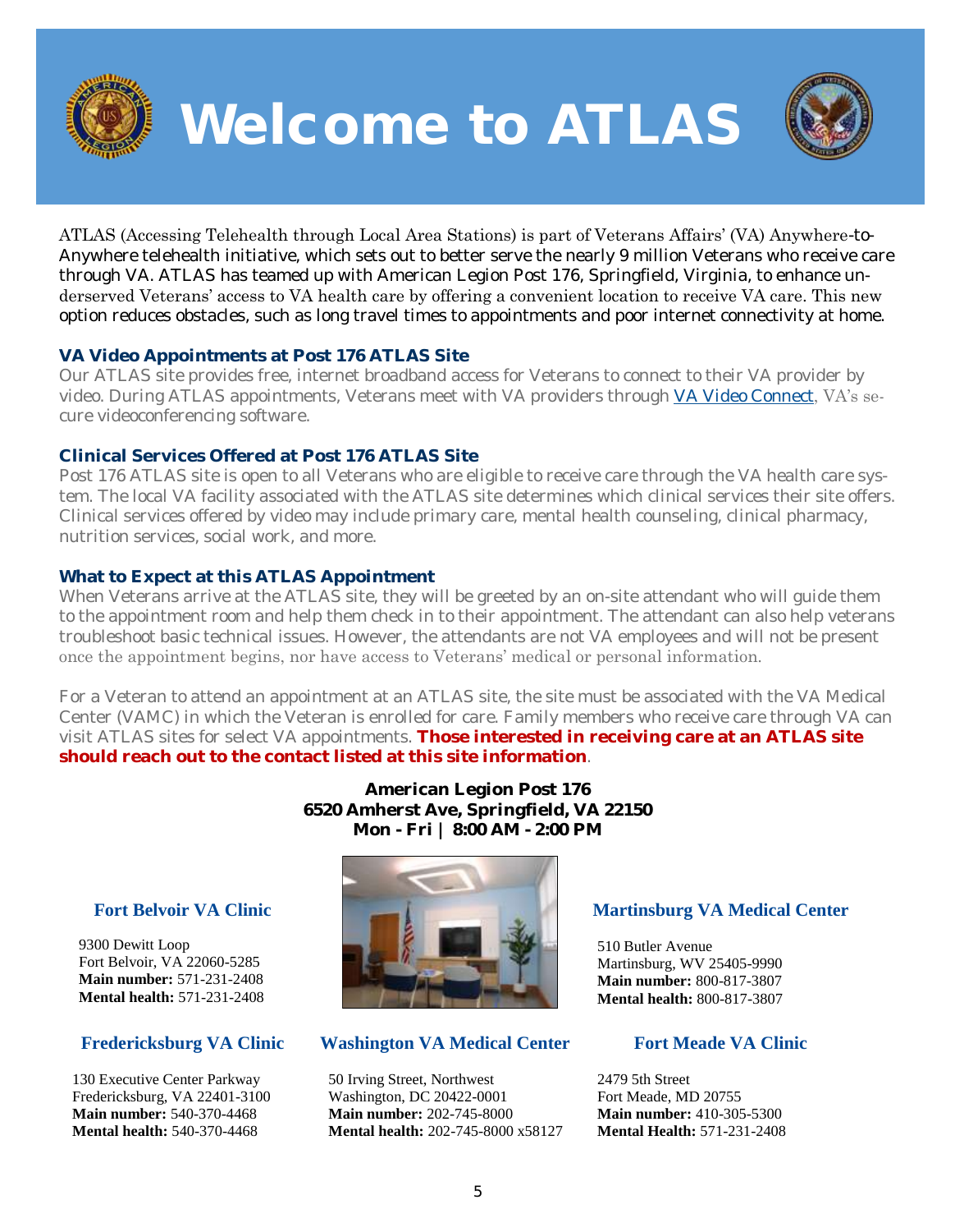# Welcome to ATLAS

ATLAS (Accessing Telehealth through Local Area Stations) is part of Veterans Affairs' (VA) Anywhere-to-Anywhere telehealth initiative, which sets out to better serve the nearly 9 million Veterans who receive care through VA. ATLAS has teamed up with American Legion Post 176, Springfield, Virginia, to enhance underserved Veterans' access to VA health care by offering a convenient location to receive VA care. This new option reduces obstacles, such as long travel times to appointments and poor internet connectivity at home.

### VA Video Appointments at Post 176 ATLAS Site

Our ATLAS site provides free, internet broadband access for Veterans to connect to their VA provider by video. During ATLAS appointments, Veterans meet with VA providers through VA Video Connect, VA's secure videoconferencing software.

### Clinical Services Offered at Post 176 ATLAS Site

Post 176 ATLAS site is open to all Veterans who are eligible to receive care through the VA health care system. The local VA facility associated with the ATLAS site determines which clinical services their site offers. Clinical services offered by video may include primary care, mental health counseling, clinical pharmacy, nutrition services, social work, and more.

### What to Expect at this ATLAS Appointment

When Veterans arrive at the ATLAS site, they will be greeted by an on-site attendant who will guide them to the appointment room and help them check in to their appointment. The attendant can also help veterans troubleshoot basic technical issues. However, the attendants are not VA employees and will not be present once the appointment begins, nor have access to Veterans' medical or personal information.

For a Veteran to attend an appointment at an ATLAS site, the site must be associated with the VA Medical Center (VAMC) in which the Veteran is enrolled for care. Family members who receive care through VA can visit ATLAS sites for select VA appointments. **Those interested in receiving care at an ATLAS site should reach out to the contact listed at this site information**.

**American Legion Post 176**
**6520 Amherst Ave, Springfield, VA 22150**
**Mon - Fri | 8:00 AM - 2:00 PM**

### Fort Belvoir VA Clinic

9300 Dewitt Loop
Fort Belvoir, VA 22060-5285
**Main number:** 571-231-2408
**Mental health:** 571-231-2408

### Martinsburg VA Medical Center

510 Butler Avenue
Martinsburg, WV 25405-9990
**Main number:** 800-817-3807
**Mental health:** 800-817-3807

### Fredericksburg VA Clinic

130 Executive Center Parkway
Fredericksburg, VA 22401-3100
**Main number:** 540-370-4468
**Mental health:** 540-370-4468

### Washington VA Medical Center

50 Irving Street, Northwest
Washington, DC 20422-0001
**Main number:** 202-745-8000
**Mental health:** 202-745-8000 x58127

### Fort Meade VA Clinic

2479 5th Street
Fort Meade, MD 20755
**Main number:** 410-305-5300
**Mental Health:** 571-231-2408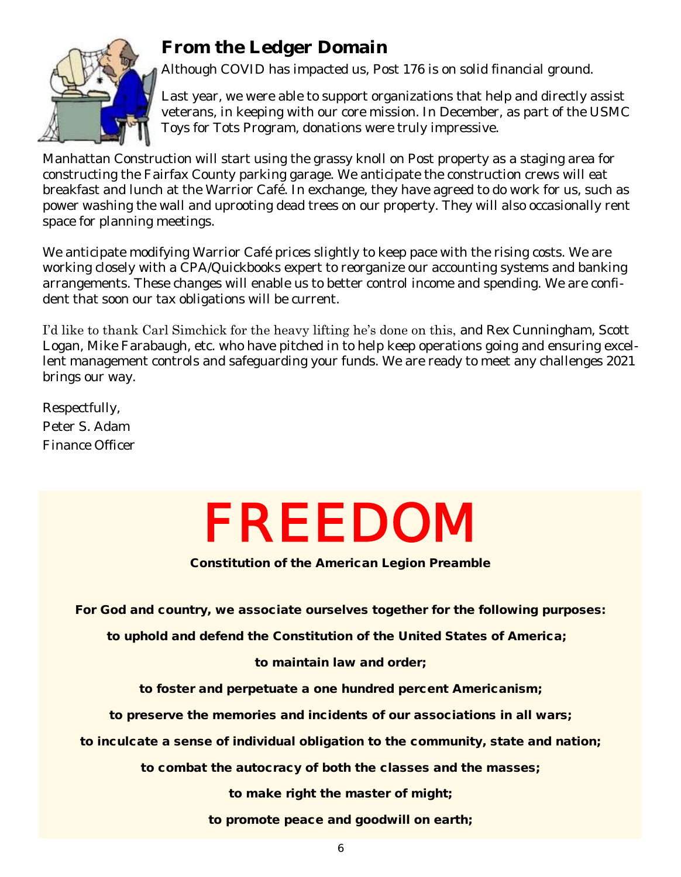## From the Ledger Domain

Although COVID has impacted us, Post 176 is on solid financial ground.

Last year, we were able to support organizations that help and directly assist veterans, in keeping with our core mission. In December, as part of the USMC Toys for Tots Program, donations were truly impressive.

Manhattan Construction will start using the grassy knoll on Post property as a staging area for constructing the Fairfax County parking garage. We anticipate the construction crews will eat breakfast and lunch at the Warrior Café. In exchange, they have agreed to do work for us, such as power washing the wall and uprooting dead trees on our property. They will also occasionally rent space for planning meetings.

We anticipate modifying Warrior Café prices slightly to keep pace with the rising costs. We are working closely with a CPA/Quickbooks expert to reorganize our accounting systems and banking arrangements. These changes will enable us to better control income and spending. We are confident that soon our tax obligations will be current.

I'd like to thank Carl Simchick for the heavy lifting he's done on this, and Rex Cunningham, Scott Logan, Mike Farabaugh, etc. who have pitched in to help keep operations going and ensuring excellent management controls and safeguarding your funds. We are ready to meet any challenges 2021 brings our way.

Respectfully,
Peter S. Adam
Finance Officer

# FREEDOM

**Constitution of the American Legion Preamble**

**For God and country, we associate ourselves together for the following purposes:**

**to uphold and defend the Constitution of the United States of America;**

**to maintain law and order;**

**to foster and perpetuate a one hundred percent Americanism;**

**to preserve the memories and incidents of our associations in all wars;**

**to inculcate a sense of individual obligation to the community, state and nation;**

**to combat the autocracy of both the classes and the masses;**

**to make right the master of might;**

**to promote peace and goodwill on earth;**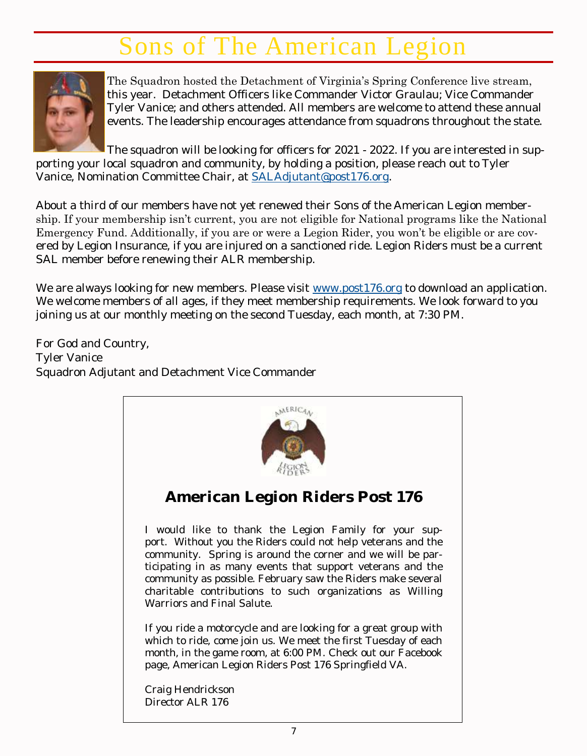# Sons of The American Legion

The Squadron hosted the Detachment of Virginia's Spring Conference live stream, this year. Detachment Officers like Commander Victor Graulau; Vice Commander Tyler Vanice; and others attended. All members are welcome to attend these annual events. The leadership encourages attendance from squadrons throughout the state.

The squadron will be looking for officers for 2021 - 2022. If you are interested in supporting your local squadron and community, by holding a position, please reach out to Tyler Vanice, Nomination Committee Chair, at SALAdjutant@post176.org.

About a third of our members have not yet renewed their Sons of the American Legion membership. If your membership isn't current, you are not eligible for National programs like the National Emergency Fund. Additionally, if you are or were a Legion Rider, you won't be eligible or are covered by Legion Insurance, if you are injured on a sanctioned ride. Legion Riders must be a current SAL member before renewing their ALR membership.

We are always looking for new members. Please visit www.post176.org to download an application. We welcome members of all ages, if they meet membership requirements. We look forward to you joining us at our monthly meeting on the second Tuesday, each month, at 7:30 PM.

For God and Country,
Tyler Vanice
Squadron Adjutant and Detachment Vice Commander

## American Legion Riders Post 176

I would like to thank the Legion Family for your support. Without you the Riders could not help veterans and the community. Spring is around the corner and we will be participating in as many events that support veterans and the community as possible. February saw the Riders make several charitable contributions to such organizations as Willing Warriors and Final Salute.

If you ride a motorcycle and are looking for a great group with which to ride, come join us. We meet the first Tuesday of each month, in the game room, at 6:00 PM. Check out our Facebook page, American Legion Riders Post 176 Springfield VA.

Craig Hendrickson
Director ALR 176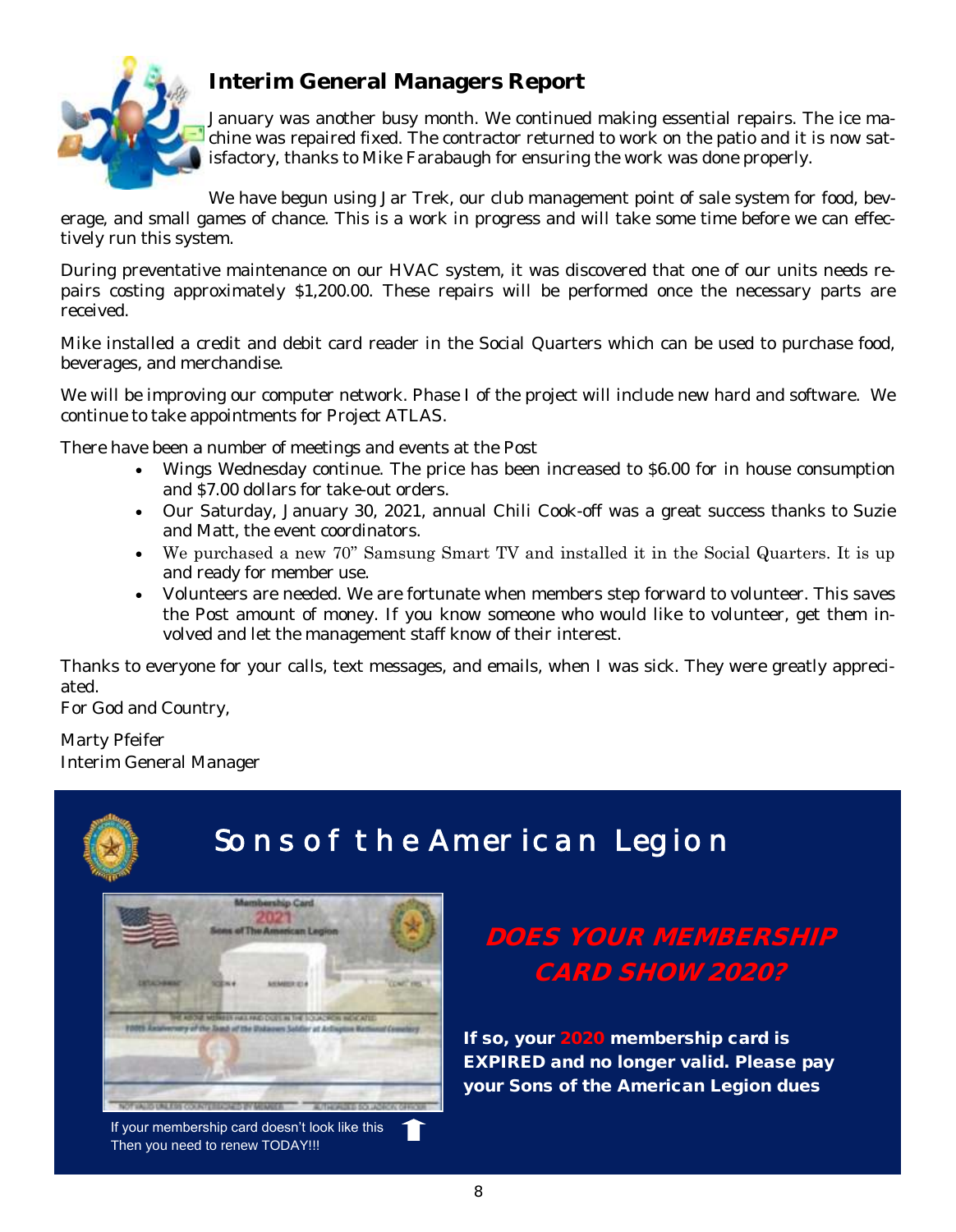## Interim General Managers Report

January was another busy month. We continued making essential repairs. The ice machine was repaired fixed. The contractor returned to work on the patio and it is now satisfactory, thanks to Mike Farabaugh for ensuring the work was done properly.

We have begun using Jar Trek, our club management point of sale system for food, beverage, and small games of chance. This is a work in progress and will take some time before we can effectively run this system.

During preventative maintenance on our HVAC system, it was discovered that one of our units needs repairs costing approximately $1,200.00. These repairs will be performed once the necessary parts are received.

Mike installed a credit and debit card reader in the Social Quarters which can be used to purchase food, beverages, and merchandise.

We will be improving our computer network. Phase I of the project will include new hard and software. We continue to take appointments for Project ATLAS.

There have been a number of meetings and events at the Post

- Wings Wednesday continue. The price has been increased to $6.00 for in house consumption and $7.00 dollars for take-out orders.
- Our Saturday, January 30, 2021, annual Chili Cook-off was a great success thanks to Suzie and Matt, the event coordinators.
- We purchased a new 70" Samsung Smart TV and installed it in the Social Quarters. It is up and ready for member use.
- Volunteers are needed. We are fortunate when members step forward to volunteer. This saves the Post amount of money. If you know someone who would like to volunteer, get them involved and let the management staff know of their interest.

Thanks to everyone for your calls, text messages, and emails, when I was sick. They were greatly appreciated.

For God and Country,

Marty Pfeifer
Interim General Manager

## Sons of the American Legion

**DOES YOUR MEMBERSHIP CARD SHOW 2020?**

**If so, your 2020 membership card is EXPIRED and no longer valid. Please pay your Sons of the American Legion dues**

If your membership card doesn't look like this
Then you need to renew TODAY!!!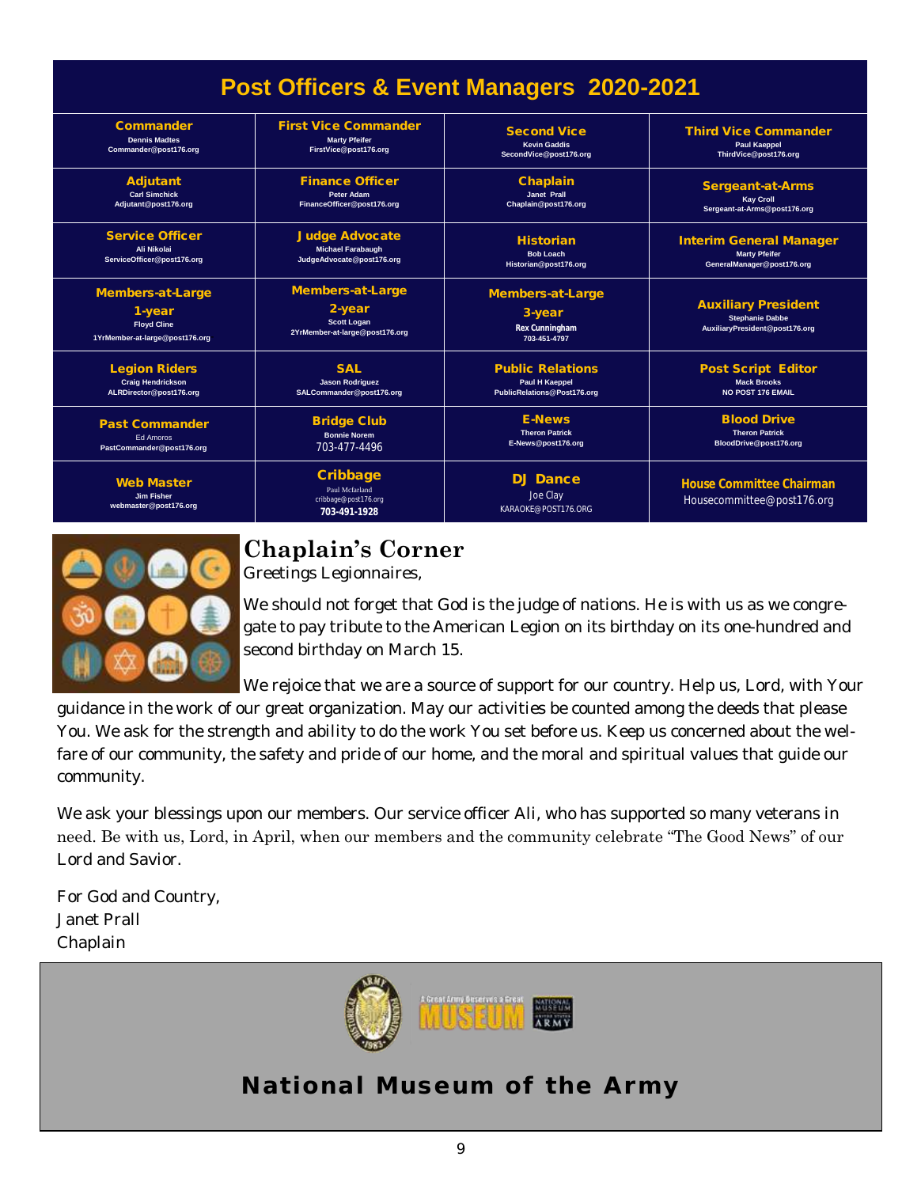# Post Officers & Event Managers 2020-2021

| | | | |
|---|---|---|---|
| **Commander**<br>Dennis Madtes<br>Commander@post176.org | **First Vice Commander**<br>Marty Pfeifer<br>FirstVice@post176.org | **Second Vice**<br>Kevin Gaddis<br>SecondVice@post176.org | **Third Vice Commander**<br>Paul Kaeppel<br>ThirdVice@post176.org |
| **Adjutant**<br>Carl Simchick<br>Adjutant@post176.org | **Finance Officer**<br>Peter Adam<br>FinanceOfficer@post176.org | **Chaplain**<br>Janet Prall<br>Chaplain@post176.org | **Sergeant-at-Arms**<br>Kay Croll<br>Sergeant-at-Arms@post176.org |
| **Service Officer**<br>Ali Nikolai<br>ServiceOfficer@post176.org | **Judge Advocate**<br>Michael Farabaugh<br>JudgeAdvocate@post176.org | **Historian**<br>Bob Loach<br>Historian@post176.org | **Interim General Manager**<br>Marty Pfeifer<br>GeneralManager@post176.org |
| **Members-at-Large 1-year**<br>Floyd Cline<br>1YrMember-at-large@post176.org | **Members-at-Large 2-year**<br>Scott Logan<br>2YrMember-at-large@post176.org | **Members-at-Large 3-year**<br>Rex Cunningham<br>703-451-4797 | **Auxiliary President**<br>Stephanie Dabbe<br>AuxiliaryPresident@post176.org |
| **Legion Riders**<br>Craig Hendrickson<br>ALRDirector@post176.org | **SAL**<br>Jason Rodriguez<br>SALCommander@post176.org | **Public Relations**<br>Paul H Kaeppel<br>PublicRelations@Post176.org | **Post Script Editor**<br>Mack Brooks<br>NO POST 176 EMAIL |
| **Past Commander**<br>Ed Amoros<br>PastCommander@post176.org | **Bridge Club**<br>Bonnie Norem<br>703-477-4496 | **E-News**<br>Theron Patrick<br>E-News@post176.org | **Blood Drive**<br>Theron Patrick<br>BloodDrive@post176.org |
| **Web Master**<br>Jim Fisher<br>webmaster@post176.org | **Cribbage**<br>Paul Mcfarland<br>cribbage@post176.org<br>703-491-1928 | **DJ Dance**<br>Joe Clay<br>KARAOKE@POST176.ORG | **House Committee Chairman**<br>Housecommittee@post176.org |

## Chaplain's Corner

Greetings Legionnaires,

We should not forget that God is the judge of nations. He is with us as we congregate to pay tribute to the American Legion on its birthday on its one-hundred and second birthday on March 15.

We rejoice that we are a source of support for our country. Help us, Lord, with Your guidance in the work of our great organization. May our activities be counted among the deeds that please You. We ask for the strength and ability to do the work You set before us. Keep us concerned about the welfare of our community, the safety and pride of our home, and the moral and spiritual values that guide our community.

We ask your blessings upon our members. Our service officer Ali, who has supported so many veterans in need. Be with us, Lord, in April, when our members and the community celebrate "The Good News" of our Lord and Savior.

For God and Country,
Janet Prall
Chaplain

A Great Army Deserves a Great MUSEUM — National Museum United States Army

## National Museum of the Army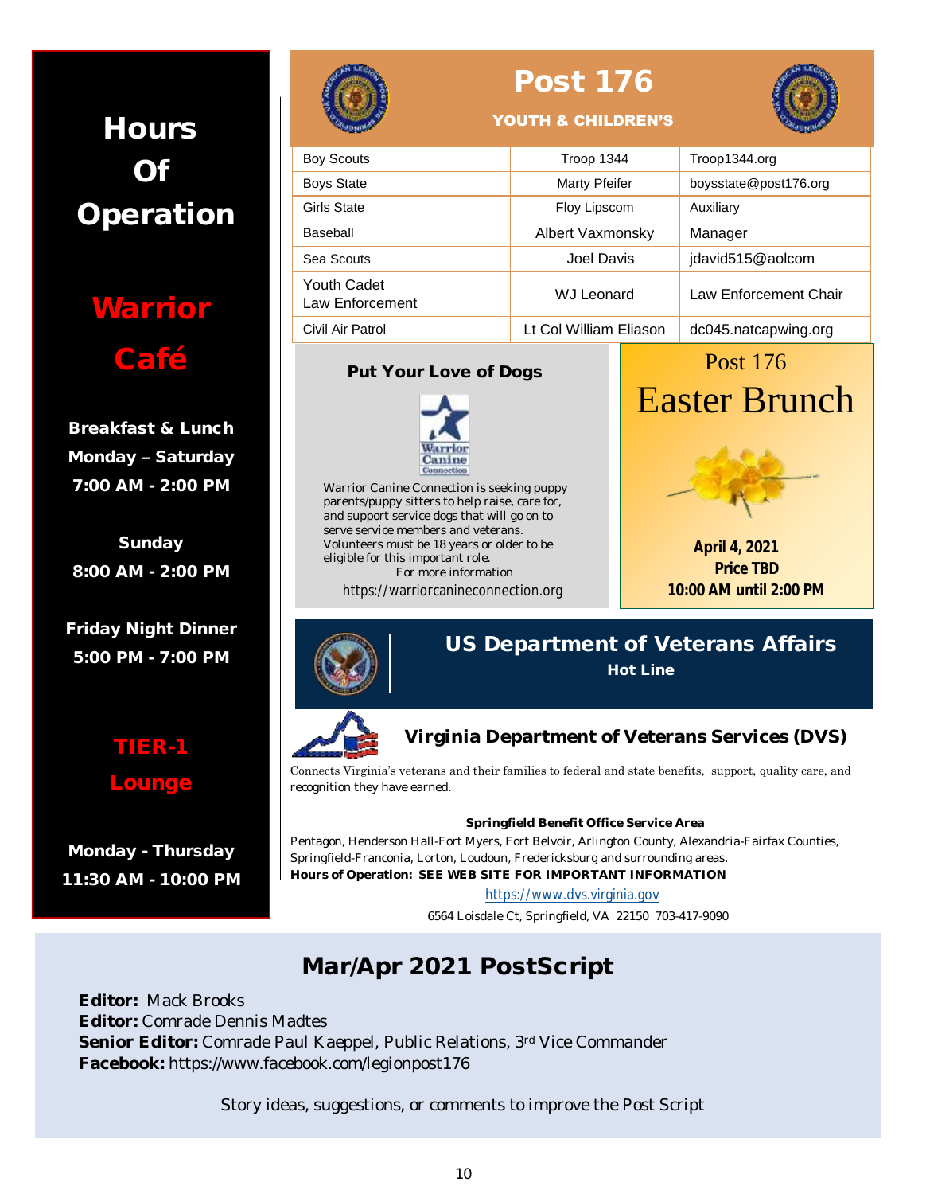# Hours Of Operation

## Warrior Café

**Breakfast & Lunch**
**Monday – Saturday**
**7:00 AM - 2:00 PM**

**Sunday**
**8:00 AM - 2:00 PM**

**Friday Night Dinner**
**5:00 PM - 7:00 PM**

## TIER-1 Lounge

**Monday - Thursday**
**11:30 AM - 10:00 PM**

# Post 176

### YOUTH & CHILDREN'S

| Program | Contact | Info |
|---|---|---|
| Boy Scouts | Troop 1344 | Troop1344.org |
| Boys State | Marty Pfeifer | boysstate@post176.org |
| Girls State | Floy Lipscom | Auxiliary |
| Baseball | Albert Vaxmonsky | Manager |
| Sea Scouts | Joel Davis | jdavid515@aolcom |
| Youth Cadet Law Enforcement | WJ Leonard | Law Enforcement Chair |
| Civil Air Patrol | Lt Col William Eliason | dc045.natcapwing.org |

### Put Your Love of Dogs

Warrior Canine Connection

Warrior Canine Connection is seeking puppy parents/puppy sitters to help raise, care for, and support service dogs that will go on to serve service members and veterans. Volunteers must be 18 years or older to be eligible for this important role.

For more information

https://warriorcanineconnection.org

### Post 176 Easter Brunch

**April 4, 2021**
**Price TBD**
**10:00 AM until 2:00 PM**

## US Department of Veterans Affairs

**Hot Line**

## Virginia Department of Veterans Services (DVS)

Connects Virginia's veterans and their families to federal and state benefits, support, quality care, and recognition they have earned.

**Springfield Benefit Office Service Area**

Pentagon, Henderson Hall-Fort Myers, Fort Belvoir, Arlington County, Alexandria-Fairfax Counties, Springfield-Franconia, Lorton, Loudoun, Fredericksburg and surrounding areas.

**Hours of Operation: SEE WEB SITE FOR IMPORTANT INFORMATION**

https://www.dvs.virginia.gov

6564 Loisdale Ct, Springfield, VA 22150 703-417-9090

## Mar/Apr 2021 PostScript

**Editor:** Mack Brooks
**Editor:** Comrade Dennis Madtes
**Senior Editor:** Comrade Paul Kaeppel, Public Relations, 3rd Vice Commander
**Facebook:** https://www.facebook.com/legionpost176

Story ideas, suggestions, or comments to improve the Post Script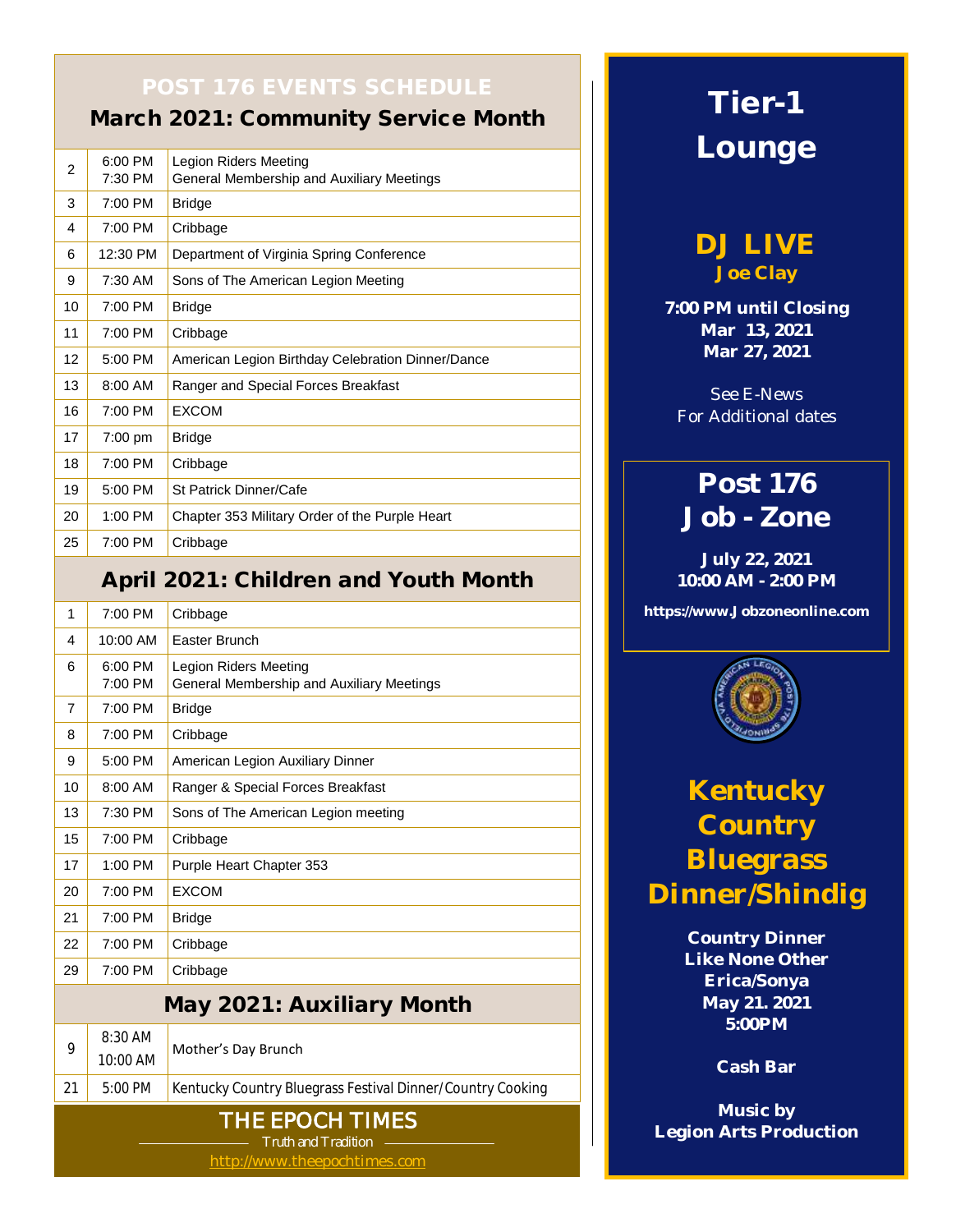## POST 176 EVENTS SCHEDULE

### March 2021: Community Service Month

| | | |
|---|---|---|
| 2 | 6:00 PM<br>7:30 PM | Legion Riders Meeting<br>General Membership and Auxiliary Meetings |
| 3 | 7:00 PM | Bridge |
| 4 | 7:00 PM | Cribbage |
| 6 | 12:30 PM | Department of Virginia Spring Conference |
| 9 | 7:30 AM | Sons of The American Legion Meeting |
| 10 | 7:00 PM | Bridge |
| 11 | 7:00 PM | Cribbage |
| 12 | 5:00 PM | American Legion Birthday Celebration Dinner/Dance |
| 13 | 8:00 AM | Ranger and Special Forces Breakfast |
| 16 | 7:00 PM | EXCOM |
| 17 | 7:00 pm | Bridge |
| 18 | 7:00 PM | Cribbage |
| 19 | 5:00 PM | St Patrick Dinner/Cafe |
| 20 | 1:00 PM | Chapter 353 Military Order of the Purple Heart |
| 25 | 7:00 PM | Cribbage |

### April 2021: Children and Youth Month

| | | |
|---|---|---|
| 1 | 7:00 PM | Cribbage |
| 4 | 10:00 AM | Easter Brunch |
| 6 | 6:00 PM<br>7:00 PM | Legion Riders Meeting<br>General Membership and Auxiliary Meetings |
| 7 | 7:00 PM | Bridge |
| 8 | 7:00 PM | Cribbage |
| 9 | 5:00 PM | American Legion Auxiliary Dinner |
| 10 | 8:00 AM | Ranger & Special Forces Breakfast |
| 13 | 7:30 PM | Sons of The American Legion meeting |
| 15 | 7:00 PM | Cribbage |
| 17 | 1:00 PM | Purple Heart Chapter 353 |
| 20 | 7:00 PM | EXCOM |
| 21 | 7:00 PM | Bridge |
| 22 | 7:00 PM | Cribbage |
| 29 | 7:00 PM | Cribbage |

### May 2021: Auxiliary Month

| | | |
|---|---|---|
| 9 | 8:30 AM<br>10:00 AM | Mother's Day Brunch |
| 21 | 5:00 PM | Kentucky Country Bluegrass Festival Dinner/Country Cooking |

**THE EPOCH TIMES**

Truth and Tradition

http://www.theepochtimes.com

## Tier-1 Lounge

### DJ LIVE
**Joe Clay**

**7:00 PM until Closing**
**Mar 13, 2021**
**Mar 27, 2021**

See E-News
For Additional dates

## Post 176 Job - Zone

**July 22, 2021**
**10:00 AM - 2:00 PM**

**https://www.Jobzoneonline.com**

## Kentucky Country Bluegrass Dinner/Shindig

**Country Dinner**
**Like None Other**
**Erica/Sonya**
**May 21. 2021**
**5:00PM**

**Cash Bar**

**Music by**
**Legion Arts Production**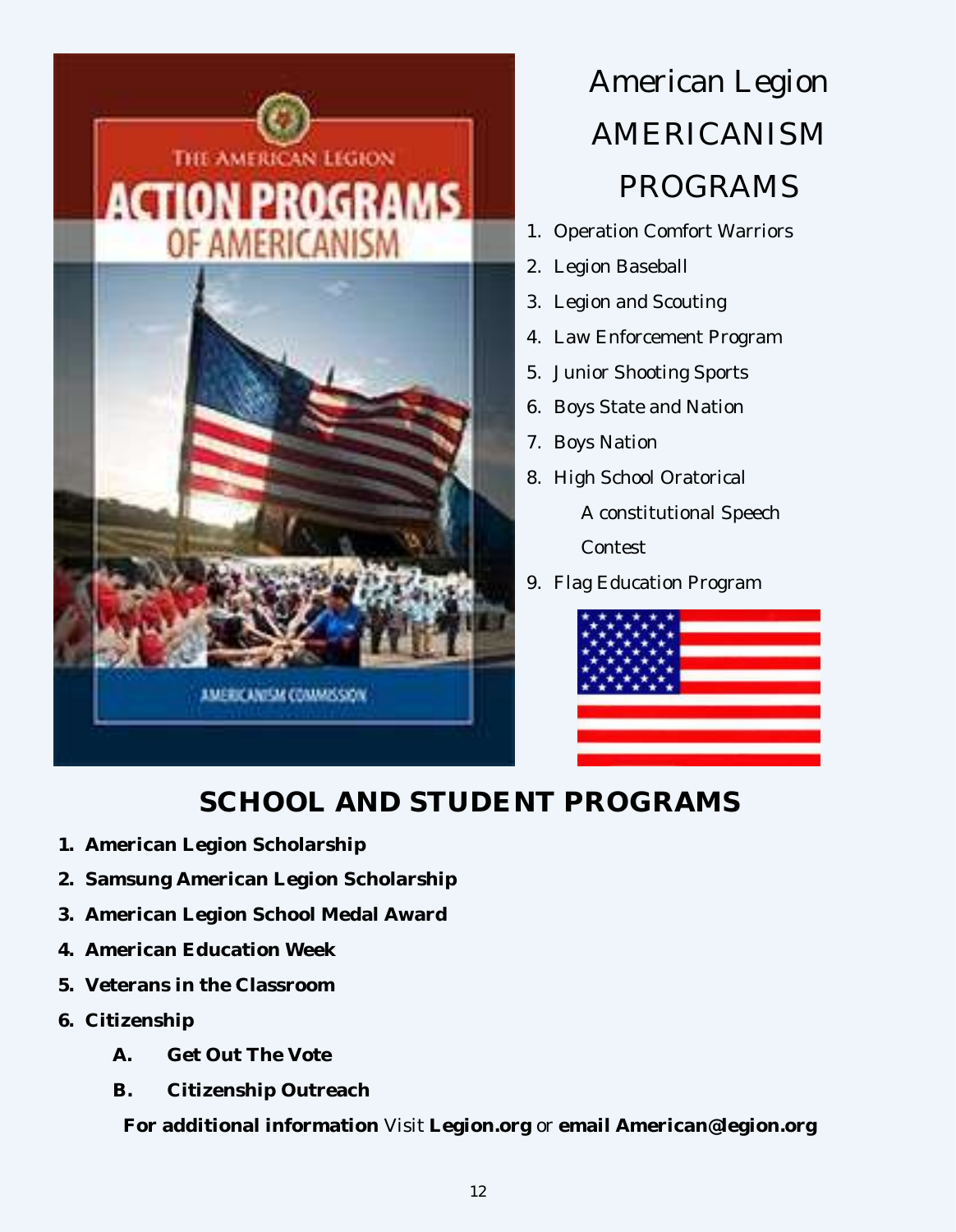# American Legion AMERICANISM PROGRAMS

1. Operation Comfort Warriors
2. Legion Baseball
3. Legion and Scouting
4. Law Enforcement Program
5. Junior Shooting Sports
6. Boys State and Nation
7. Boys Nation
8. High School Oratorical
   A constitutional Speech Contest
9. Flag Education Program

## SCHOOL AND STUDENT PROGRAMS

1. **American Legion Scholarship**
2. **Samsung American Legion Scholarship**
3. **American Legion School Medal Award**
4. **American Education Week**
5. **Veterans in the Classroom**
6. **Citizenship**
   - **A. Get Out The Vote**
   - **B. Citizenship Outreach**

**For additional information** Visit **Legion.org** or **email American@legion.org**